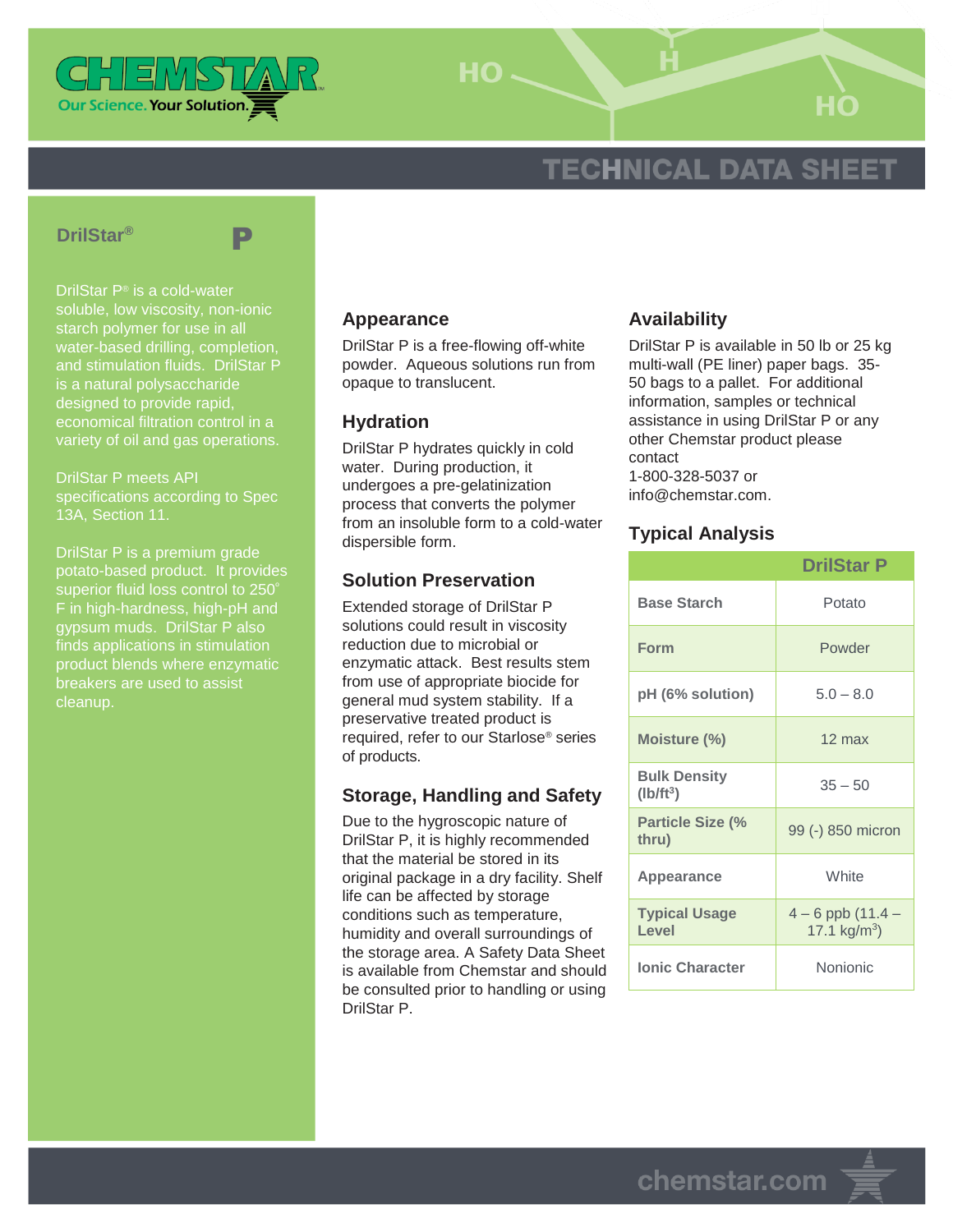# DrilStar® P

TECHNICAL DATA SHEET

DrilStar P® is a cold-water soluble, low viscosity, non-ionic starch polymer for use in all water-based drilling, completion, and stimulation fluids. DrilStar P is a natural polysaccharide designed to provide rapid, economical filtration control in a variety of oil and gas operations.

DrilStar P meets API specifications according to Spec 13A, Section 11.

DrilStar P is a premium grade potato-based product. It provides superior fluid loss control to 250° F in high-hardness, high-pH and gypsum muds. DrilStar P also finds applications in stimulation product blends where enzymatic breakers are used to assist cleanup.

## Appearance

DrilStar P is a free-flowing off-white powder. Aqueous solutions run from opaque to translucent.

## Hydration

DrilStar P hydrates quickly in cold water. During production, it undergoes a pre-gelatinization process that converts the polymer from an insoluble form to a cold-water dispersible form.

## Solution Preservation

Extended storage of DrilStar P solutions could result in viscosity reduction due to microbial or enzymatic attack. Best results stem from use of appropriate biocide for general mud system stability. If a preservative treated product is required, refer to our Starlose® series of products.

## Storage, Handling and Safety

Due to the hygroscopic nature of DrilStar P, it is highly recommended that the material be stored in its original package in a dry facility. Shelf life can be affected by storage conditions such as temperature, humidity and overall surroundings of the storage area. A Safety Data Sheet is available from Chemstar and should be consulted prior to handling or using DrilStar P.

## Availability

DrilStar P is available in 50 lb or 25 kg multi-wall (PE liner) paper bags. 35-50 bags to a pallet. For additional information, samples or technical assistance in using DrilStar P or any other Chemstar product please contact
1-800-328-5037 or
info@chemstar.com.

## Typical Analysis

| | DrilStar P |
|---|---|
| Base Starch | Potato |
| Form | Powder |
| pH (6% solution) | 5.0 – 8.0 |
| Moisture (%) | 12 max |
| Bulk Density ($lb/ft^3$) | 35 – 50 |
| Particle Size (% thru) | 99 (-) 850 micron |
| Appearance | White |
| Typical Usage Level | 4 – 6 ppb (11.4 – 17.1 $kg/m^3$) |
| Ionic Character | Nonionic |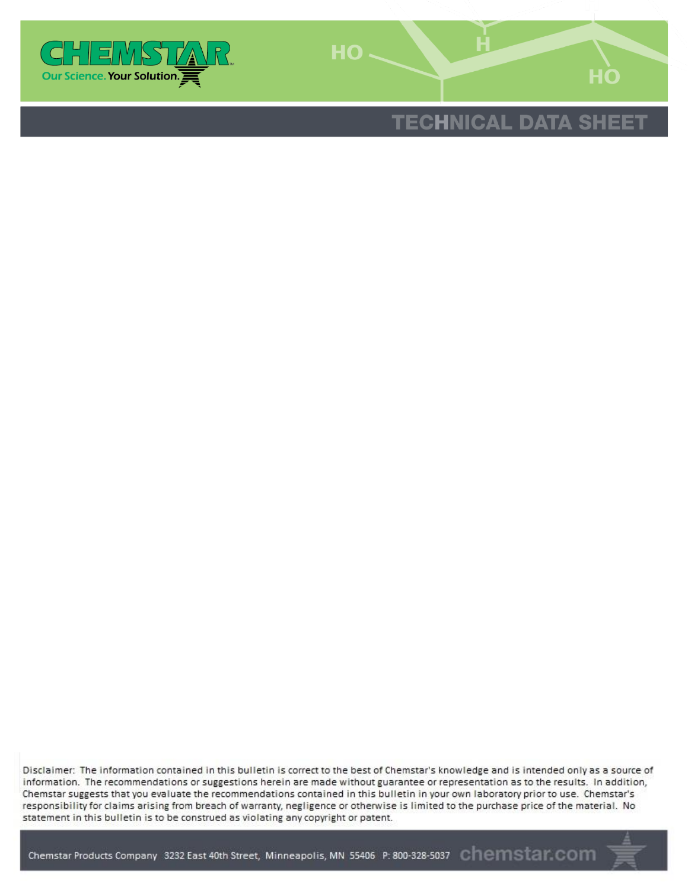Disclaimer: The information contained in this bulletin is correct to the best of Chemstar's knowledge and is intended only as a source of information. The recommendations or suggestions herein are made without guarantee or representation as to the results. In addition, Chemstar suggests that you evaluate the recommendations contained in this bulletin in your own laboratory prior to use. Chemstar's responsibility for claims arising from breach of warranty, negligence or otherwise is limited to the purchase price of the material. No statement in this bulletin is to be construed as violating any copyright or patent.